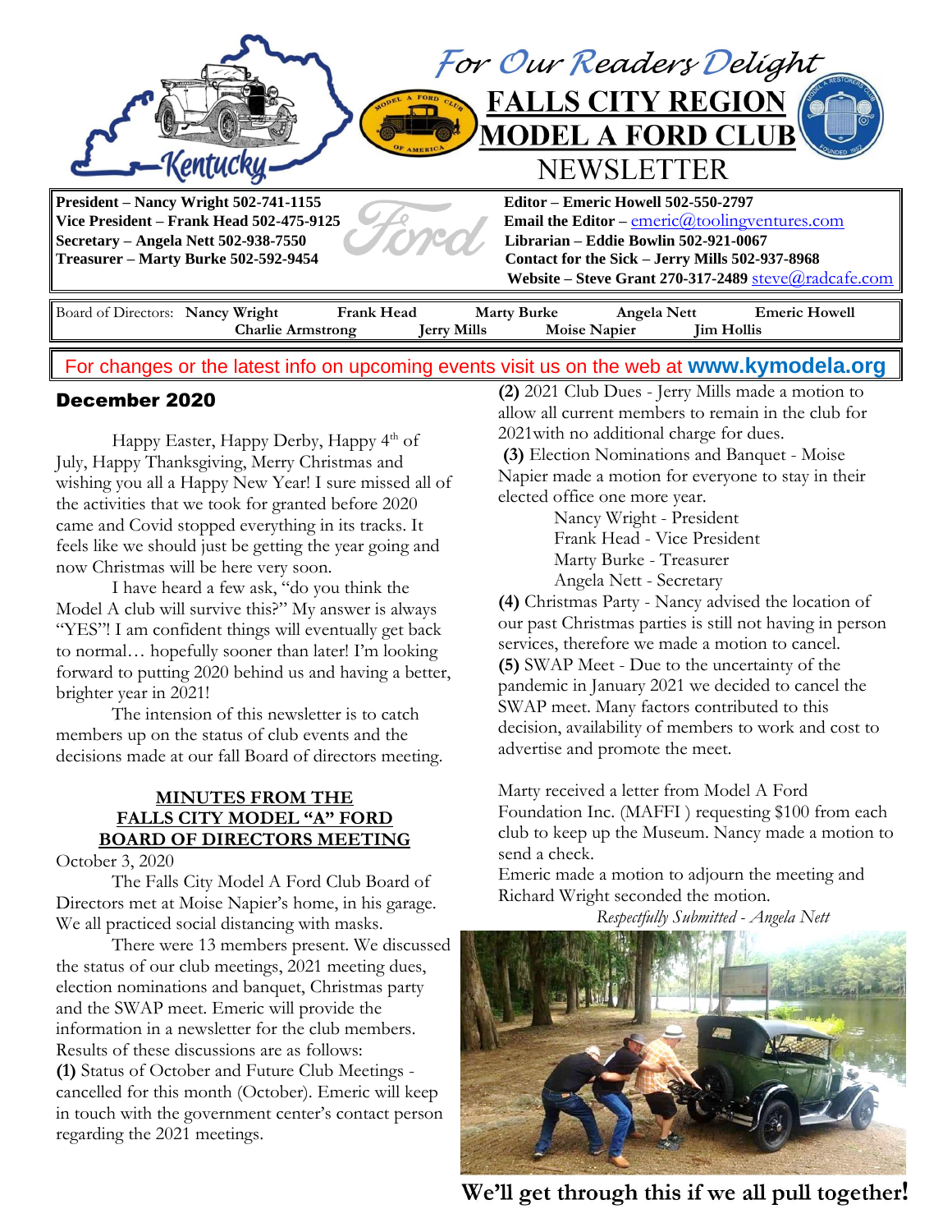*For Our Readers Delight*

# FALLS CITY REGION MODEL A FORD CLUB NEWSLETTER

**President – Nancy Wright 502-741-1155**
**Vice President – Frank Head 502-475-9125**
**Secretary – Angela Nett 502-938-7550**
**Treasurer – Marty Burke 502-592-9454**

**Editor – Emeric Howell 502-550-2797**
**Email the Editor –** emeric@toolingventures.com
**Librarian – Eddie Bowlin 502-921-0067**
**Contact for the Sick – Jerry Mills 502-937-8968**
**Website – Steve Grant 270-317-2489** steve@radcafe.com

Board of Directors: **Nancy Wright** **Frank Head** **Marty Burke** **Angela Nett** **Emeric Howell** **Charlie Armstrong** **Jerry Mills** **Moise Napier** **Jim Hollis**

For changes or the latest info on upcoming events visit us on the web at **www.kymodela.org**

## December 2020

Happy Easter, Happy Derby, Happy 4th of July, Happy Thanksgiving, Merry Christmas and wishing you all a Happy New Year! I sure missed all of the activities that we took for granted before 2020 came and Covid stopped everything in its tracks. It feels like we should just be getting the year going and now Christmas will be here very soon.

I have heard a few ask, "do you think the Model A club will survive this?" My answer is always "YES"! I am confident things will eventually get back to normal… hopefully sooner than later! I'm looking forward to putting 2020 behind us and having a better, brighter year in 2021!

The intension of this newsletter is to catch members up on the status of club events and the decisions made at our fall Board of directors meeting.

### MINUTES FROM THE FALLS CITY MODEL "A" FORD BOARD OF DIRECTORS MEETING

October 3, 2020

The Falls City Model A Ford Club Board of Directors met at Moise Napier's home, in his garage. We all practiced social distancing with masks.

There were 13 members present. We discussed the status of our club meetings, 2021 meeting dues, election nominations and banquet, Christmas party and the SWAP meet. Emeric will provide the information in a newsletter for the club members. Results of these discussions are as follows:

**(1)** Status of October and Future Club Meetings - cancelled for this month (October). Emeric will keep in touch with the government center's contact person regarding the 2021 meetings.

**(2)** 2021 Club Dues - Jerry Mills made a motion to allow all current members to remain in the club for 2021with no additional charge for dues.

**(3)** Election Nominations and Banquet - Moise Napier made a motion for everyone to stay in their elected office one more year.

Nancy Wright - President
Frank Head - Vice President
Marty Burke - Treasurer
Angela Nett - Secretary

**(4)** Christmas Party - Nancy advised the location of our past Christmas parties is still not having in person services, therefore we made a motion to cancel.

**(5)** SWAP Meet - Due to the uncertainty of the pandemic in January 2021 we decided to cancel the SWAP meet. Many factors contributed to this decision, availability of members to work and cost to advertise and promote the meet.

Marty received a letter from Model A Ford Foundation Inc. (MAFFI ) requesting $100 from each club to keep up the Museum. Nancy made a motion to send a check.

Emeric made a motion to adjourn the meeting and Richard Wright seconded the motion.

*Respectfully Submitted - Angela Nett*

**We'll get through this if we all pull together!**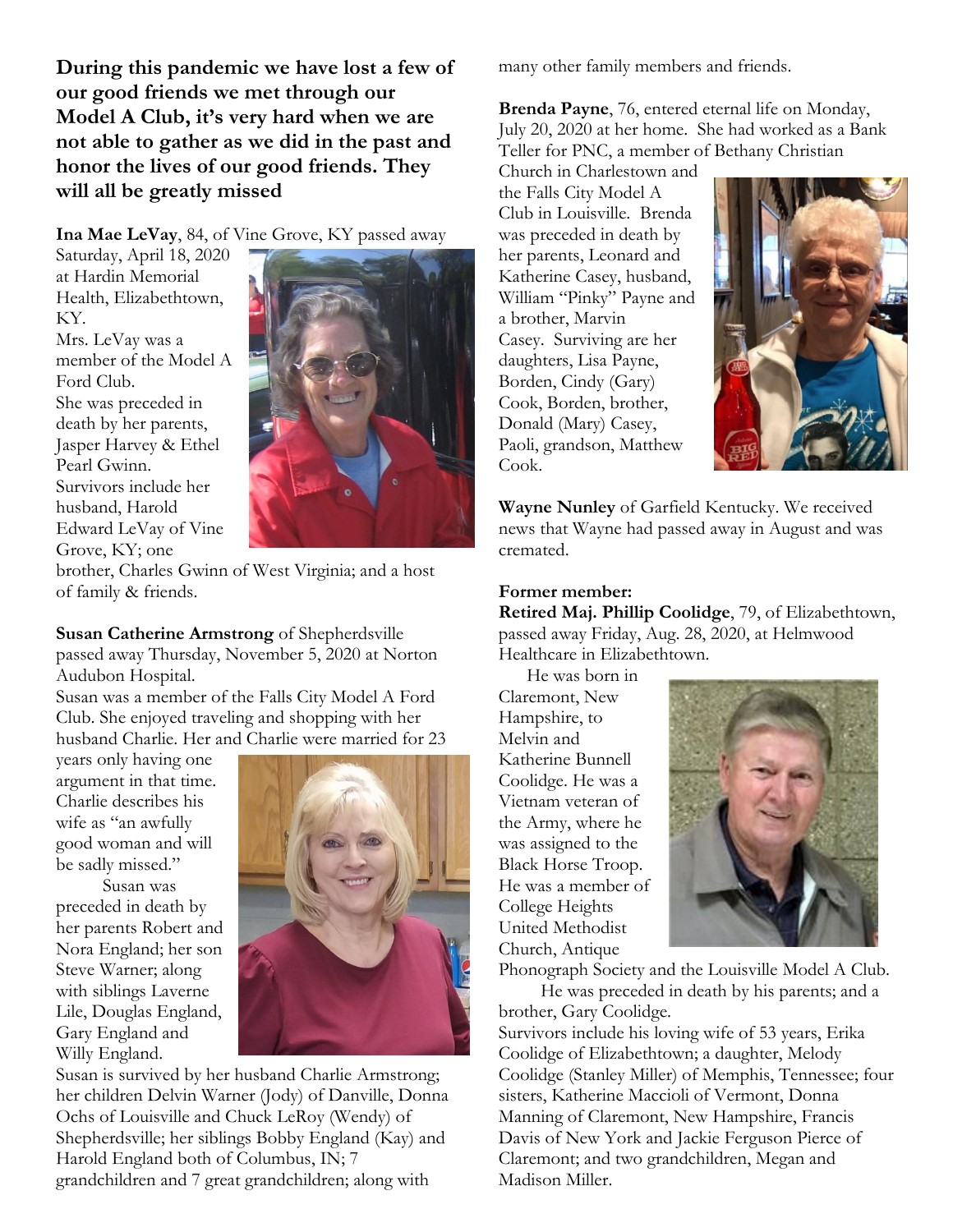**During this pandemic we have lost a few of our good friends we met through our Model A Club, it's very hard when we are not able to gather as we did in the past and honor the lives of our good friends. They will all be greatly missed**

**Ina Mae LeVay**, 84, of Vine Grove, KY passed away Saturday, April 18, 2020 at Hardin Memorial Health, Elizabethtown, KY.

Mrs. LeVay was a member of the Model A Ford Club.

She was preceded in death by her parents, Jasper Harvey & Ethel Pearl Gwinn.

Survivors include her husband, Harold Edward LeVay of Vine Grove, KY; one brother, Charles Gwinn of West Virginia; and a host of family & friends.

**Susan Catherine Armstrong** of Shepherdsville passed away Thursday, November 5, 2020 at Norton Audubon Hospital.

Susan was a member of the Falls City Model A Ford Club. She enjoyed traveling and shopping with her husband Charlie. Her and Charlie were married for 23 years only having one argument in that time. Charlie describes his wife as "an awfully good woman and will be sadly missed."

Susan was preceded in death by her parents Robert and Nora England; her son Steve Warner; along with siblings Laverne Lile, Douglas England, Gary England and Willy England.

Susan is survived by her husband Charlie Armstrong; her children Delvin Warner (Jody) of Danville, Donna Ochs of Louisville and Chuck LeRoy (Wendy) of Shepherdsville; her siblings Bobby England (Kay) and Harold England both of Columbus, IN; 7 grandchildren and 7 great grandchildren; along with many other family members and friends.

**Brenda Payne**, 76, entered eternal life on Monday, July 20, 2020 at her home. She had worked as a Bank Teller for PNC, a member of Bethany Christian Church in Charlestown and the Falls City Model A Club in Louisville. Brenda was preceded in death by her parents, Leonard and Katherine Casey, husband, William "Pinky" Payne and a brother, Marvin Casey. Surviving are her daughters, Lisa Payne, Borden, Cindy (Gary) Cook, Borden, brother, Donald (Mary) Casey, Paoli, grandson, Matthew Cook.

**Wayne Nunley** of Garfield Kentucky. We received news that Wayne had passed away in August and was cremated.

**Former member:**

**Retired Maj. Phillip Coolidge**, 79, of Elizabethtown, passed away Friday, Aug. 28, 2020, at Helmwood Healthcare in Elizabethtown.

He was born in Claremont, New Hampshire, to Melvin and Katherine Bunnell Coolidge. He was a Vietnam veteran of the Army, where he was assigned to the Black Horse Troop. He was a member of College Heights United Methodist Church, Antique Phonograph Society and the Louisville Model A Club.

He was preceded in death by his parents; and a brother, Gary Coolidge.

Survivors include his loving wife of 53 years, Erika Coolidge of Elizabethtown; a daughter, Melody Coolidge (Stanley Miller) of Memphis, Tennessee; four sisters, Katherine Maccioli of Vermont, Donna Manning of Claremont, New Hampshire, Francis Davis of New York and Jackie Ferguson Pierce of Claremont; and two grandchildren, Megan and Madison Miller.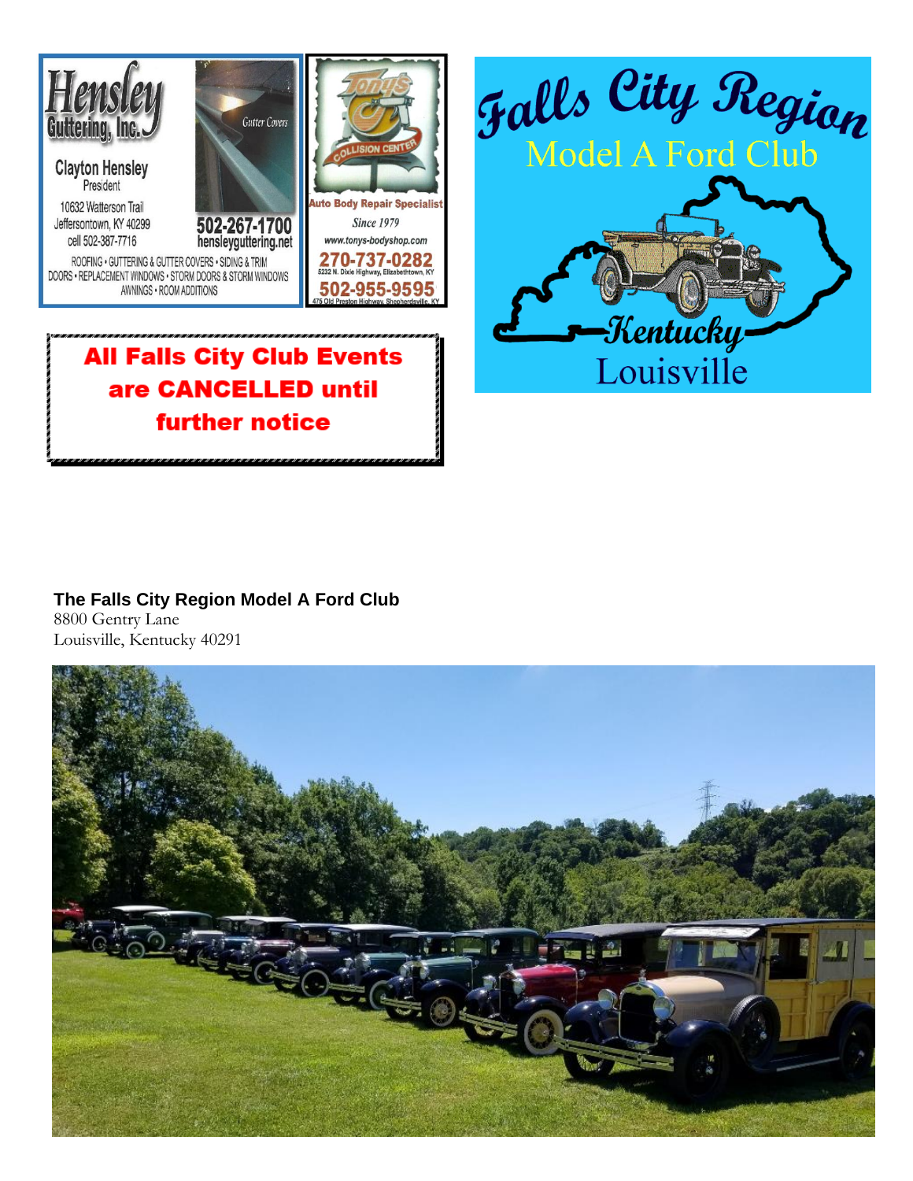**Hensley Guttering, Inc.**

Clayton Hensley
President

10632 Watterson Trail
Jeffersontown, KY 40299
cell 502-387-7716

Gutter Covers

502-267-1700
hensleyguttering.net

ROOFING • GUTTERING & GUTTER COVERS • SIDING & TRIM
DOORS • REPLACEMENT WINDOWS • STORM DOORS & STORM WINDOWS
AWNINGS • ROOM ADDITIONS

**Tony's Collision Center**

Auto Body Repair Specialist

*Since 1979*

www.tonys-bodyshop.com

270-737-0282
5232 N. Dixie Highway, Elizabethtown, KY

502-955-9595
475 Old Preston Highway, Shepherdsville, KY

**All Falls City Club Events are CANCELLED until further notice**

# Falls City Region Model A Ford Club

Kentucky

Louisville

**The Falls City Region Model A Ford Club**
8800 Gentry Lane
Louisville, Kentucky 40291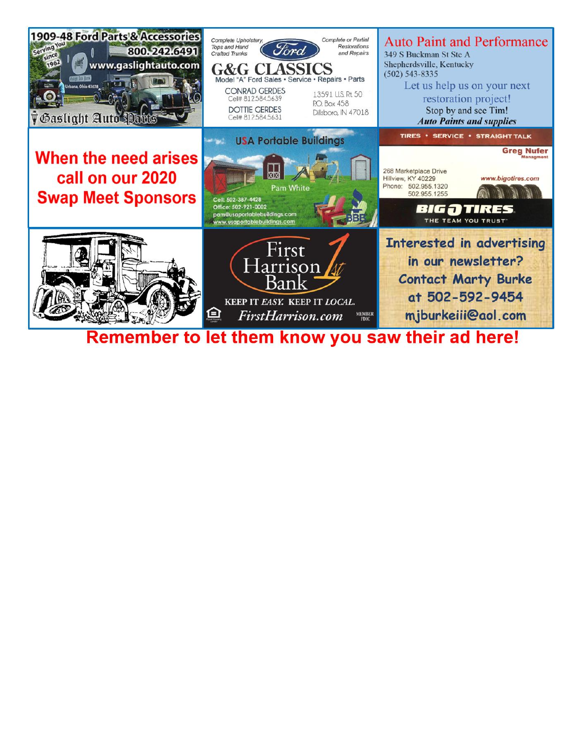**1909-48 Ford Parts & Accessories**

Serving You since 1962

800.242.6491

www.gaslightauto.com

Urbana, Ohio 43078

Gaslight Auto Parts

---

Complete Upholstery, Tops and Hand Crafted Trunks

Ford

Complete or Partial Restorations and Repairs

**G&G CLASSICS**

Model "A" Ford Sales • Service • Repairs • Parts

CONRAD GERDES
Cell# 812.584.5639

DOTTIE GERDES
Cell# 812.584.5631

13591 U.S. Rt. 50
P.O. Box 458
Dillsboro, IN 47018

---

**Auto Paint and Performance**

349 S Buckman St Ste A
Shepherdsville, Kentucky
(502) 543-8335

Let us help us on your next restoration project!

Stop by and see Tim!

***Auto Paints and supplies***

---

**When the need arises call on our 2020 Swap Meet Sponsors**

---

**USA Portable Buildings**

Pam White

Cell: 502-387-4428
Office: 502-921-0002
pam@usaportablebuildings.com
www.usaportablebuildings.com

---

TIRES • SERVICE • STRAIGHT TALK

**Greg Nufer**
Managment

268 Marketplace Drive
Hillview, KY 40229
Phone: 502.955.1320
502.955.1255

www.bigotires.com

**BIG O TIRES**

THE TEAM YOU TRUST

---

**First Harrison Bank**

KEEP IT *EASY*. KEEP IT *LOCAL*.

*FirstHarrison.com*

MEMBER FDIC

---

**Interested in advertising in our newsletter? Contact Marty Burke at 502-592-9454 mjburkeiii@aol.com**

---

**Remember to let them know you saw their ad here!**